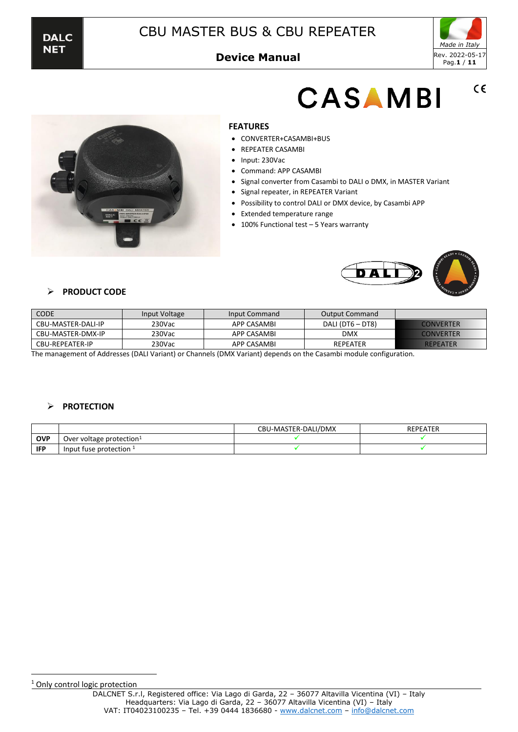# CBU MASTER BUS & CBU REPEATER

**Device Manual**

CASAMBI

## FEATURES

- CONVERTER+CASAMBI+BUS
- REPEATER CASAMBI
- Input: 230Vac
- Command: APP CASAMBI
- Signal converter from Casambi to DALI o DMX, in MASTER Variant
- Signal repeater, in REPEATER Variant
- Possibility to control DALI or DMX device, by Casambi APP
- Extended temperature range
- 100% Functional test – 5 Years warranty

## ➢ PRODUCT CODE

| CODE | Input Voltage | Input Command | Output Command | |
|---|---|---|---|---|
| CBU-MASTER-DALI-IP | 230Vac | APP CASAMBI | DALI (DT6 – DT8) | CONVERTER |
| CBU-MASTER-DMX-IP | 230Vac | APP CASAMBI | DMX | CONVERTER |
| CBU-REPEATER-IP | 230Vac | APP CASAMBI | REPEATER | REPEATER |

The management of Addresses (DALI Variant) or Channels (DMX Variant) depends on the Casambi module configuration.

## ➢ PROTECTION

| | | CBU-MASTER-DALI/DMX | REPEATER |
|---|---|---|---|
| **OVP** | Over voltage protection[1] | ✓ | ✓ |
| **IFP** | Input fuse protection [1] | ✓ | ✓ |

[1] Only control logic protection

DALCNET S.r.l, Registered office: Via Lago di Garda, 22 – 36077 Altavilla Vicentina (VI) – Italy
Headquarters: Via Lago di Garda, 22 – 36077 Altavilla Vicentina (VI) – Italy
VAT: IT04023100235 – Tel. +39 0444 1836680 - www.dalcnet.com – info@dalcnet.com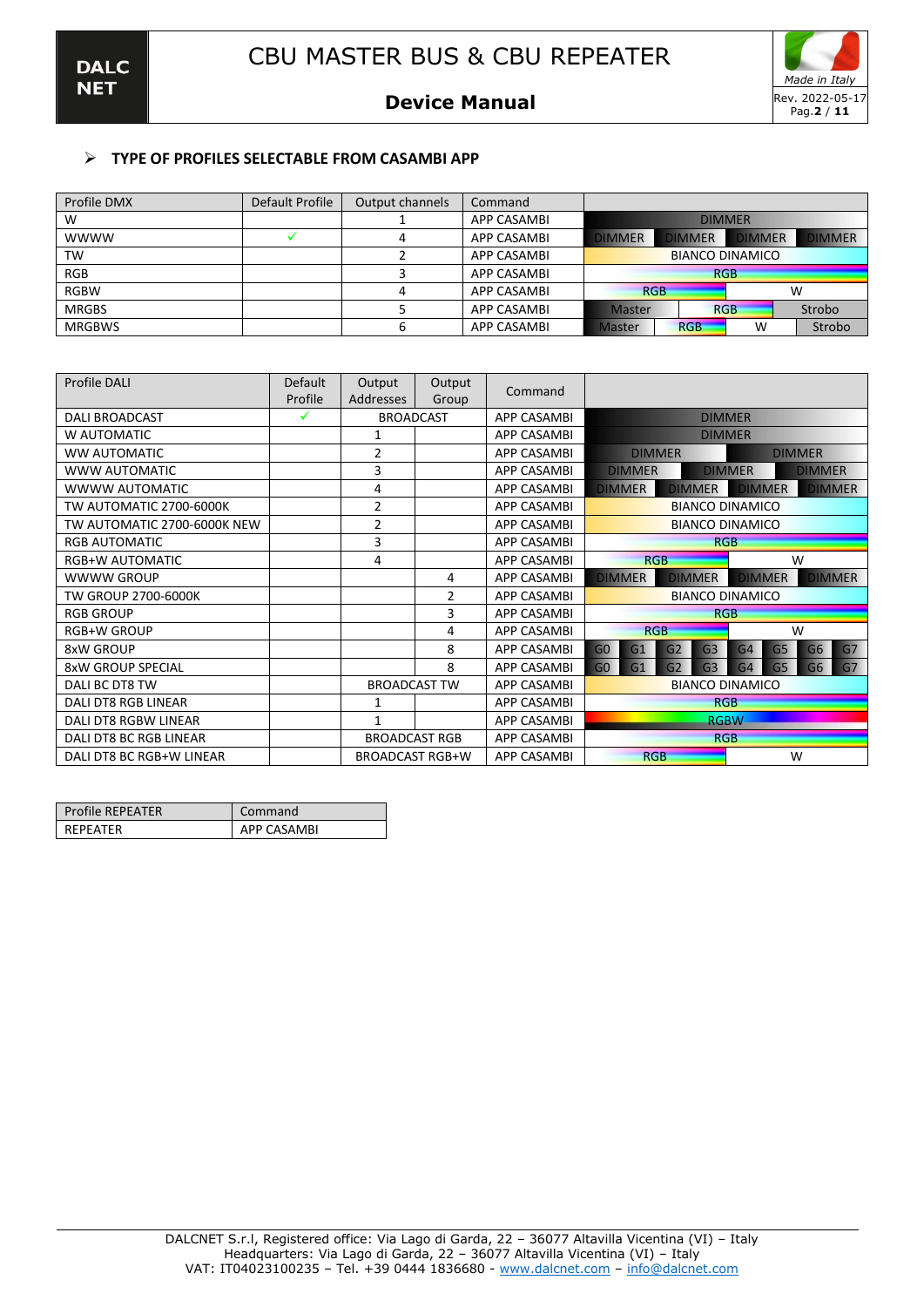- **TYPE OF PROFILES SELECTABLE FROM CASAMBI APP**

| Profile DMX | Default Profile | Output channels | Command | | | | |
|---|---|---|---|---|---|---|---|
| W | | 1 | APP CASAMBI | DIMMER | | | |
| WWWW | ✓ | 4 | APP CASAMBI | DIMMER | DIMMER | DIMMER | DIMMER |
| TW | | 2 | APP CASAMBI | BIANCO DINAMICO | | | |
| RGB | | 3 | APP CASAMBI | RGB | | | |
| RGBW | | 4 | APP CASAMBI | RGB | W | | |
| MRGBS | | 5 | APP CASAMBI | Master | RGB | Strobo | |
| MRGBWS | | 6 | APP CASAMBI | Master | RGB | W | Strobo |

| Profile DALI | Default Profile | Output Addresses | Output Group | Command | | | | | | | | |
|---|---|---|---|---|---|---|---|---|---|---|---|---|
| DALI BROADCAST | ✓ | BROADCAST | | APP CASAMBI | DIMMER | | | | | | | |
| W AUTOMATIC | | 1 | | APP CASAMBI | DIMMER | | | | | | | |
| WW AUTOMATIC | | 2 | | APP CASAMBI | DIMMER | DIMMER | | | | | | |
| WWW AUTOMATIC | | 3 | | APP CASAMBI | DIMMER | DIMMER | DIMMER | | | | | |
| WWWW AUTOMATIC | | 4 | | APP CASAMBI | DIMMER | DIMMER | DIMMER | DIMMER | | | | |
| TW AUTOMATIC 2700-6000K | | 2 | | APP CASAMBI | BIANCO DINAMICO | | | | | | | |
| TW AUTOMATIC 2700-6000K NEW | | 2 | | APP CASAMBI | BIANCO DINAMICO | | | | | | | |
| RGB AUTOMATIC | | 3 | | APP CASAMBI | RGB | | | | | | | |
| RGB+W AUTOMATIC | | 4 | | APP CASAMBI | RGB | W | | | | | | |
| WWWW GROUP | | | 4 | APP CASAMBI | DIMMER | DIMMER | DIMMER | DIMMER | | | | |
| TW GROUP 2700-6000K | | | 2 | APP CASAMBI | BIANCO DINAMICO | | | | | | | |
| RGB GROUP | | | 3 | APP CASAMBI | RGB | | | | | | | |
| RGB+W GROUP | | | 4 | APP CASAMBI | RGB | W | | | | | | |
| 8xW GROUP | | | 8 | APP CASAMBI | G0 | G1 | G2 | G3 | G4 | G5 | G6 | G7 |
| 8xW GROUP SPECIAL | | | 8 | APP CASAMBI | G0 | G1 | G2 | G3 | G4 | G5 | G6 | G7 |
| DALI BC DT8 TW | | BROADCAST TW | | APP CASAMBI | BIANCO DINAMICO | | | | | | | |
| DALI DT8 RGB LINEAR | | 1 | | APP CASAMBI | RGB | | | | | | | |
| DALI DT8 RGBW LINEAR | | 1 | | APP CASAMBI | RGBW | | | | | | | |
| DALI DT8 BC RGB LINEAR | | BROADCAST RGB | | APP CASAMBI | RGB | | | | | | | |
| DALI DT8 BC RGB+W LINEAR | | BROADCAST RGB+W | | APP CASAMBI | RGB | W | | | | | | |

| Profile REPEATER | Command |
|---|---|
| REPEATER | APP CASAMBI |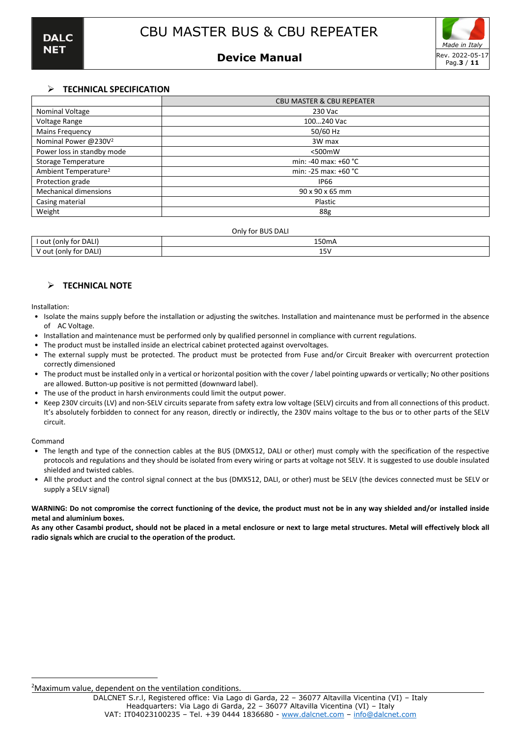## TECHNICAL SPECIFICATION

| | CBU MASTER & CBU REPEATER |
|---|---|
| Nominal Voltage | 230 Vac |
| Voltage Range | 100…240 Vac |
| Mains Frequency | 50/60 Hz |
| Nominal Power @230V[2] | 3W max |
| Power loss in standby mode | <500mW |
| Storage Temperature | min: -40 max: +60 °C |
| Ambient Temperature[2] | min: -25 max: +60 °C |
| Protection grade | IP66 |
| Mechanical dimensions | 90 x 90 x 65 mm |
| Casing material | Plastic |
| Weight | 88g |

| | Only for BUS DALI |
|---|---|
| I out (only for DALI) | 150mA |
| V out (only for DALI) | 15V |

## TECHNICAL NOTE

Installation:

- Isolate the mains supply before the installation or adjusting the switches. Installation and maintenance must be performed in the absence of AC Voltage.
- Installation and maintenance must be performed only by qualified personnel in compliance with current regulations.
- The product must be installed inside an electrical cabinet protected against overvoltages.
- The external supply must be protected. The product must be protected from Fuse and/or Circuit Breaker with overcurrent protection correctly dimensioned
- The product must be installed only in a vertical or horizontal position with the cover / label pointing upwards or vertically; No other positions are allowed. Button-up positive is not permitted (downward label).
- The use of the product in harsh environments could limit the output power.
- Keep 230V circuits (LV) and non-SELV circuits separate from safety extra low voltage (SELV) circuits and from all connections of this product. It's absolutely forbidden to connect for any reason, directly or indirectly, the 230V mains voltage to the bus or to other parts of the SELV circuit.

Command

- The length and type of the connection cables at the BUS (DMX512, DALI or other) must comply with the specification of the respective protocols and regulations and they should be isolated from every wiring or parts at voltage not SELV. It is suggested to use double insulated shielded and twisted cables.
- All the product and the control signal connect at the bus (DMX512, DALI, or other) must be SELV (the devices connected must be SELV or supply a SELV signal)

**WARNING: Do not compromise the correct functioning of the device, the product must not be in any way shielded and/or installed inside metal and aluminium boxes.**

**As any other Casambi product, should not be placed in a metal enclosure or next to large metal structures. Metal will effectively block all radio signals which are crucial to the operation of the product.**

[2]Maximum value, dependent on the ventilation conditions.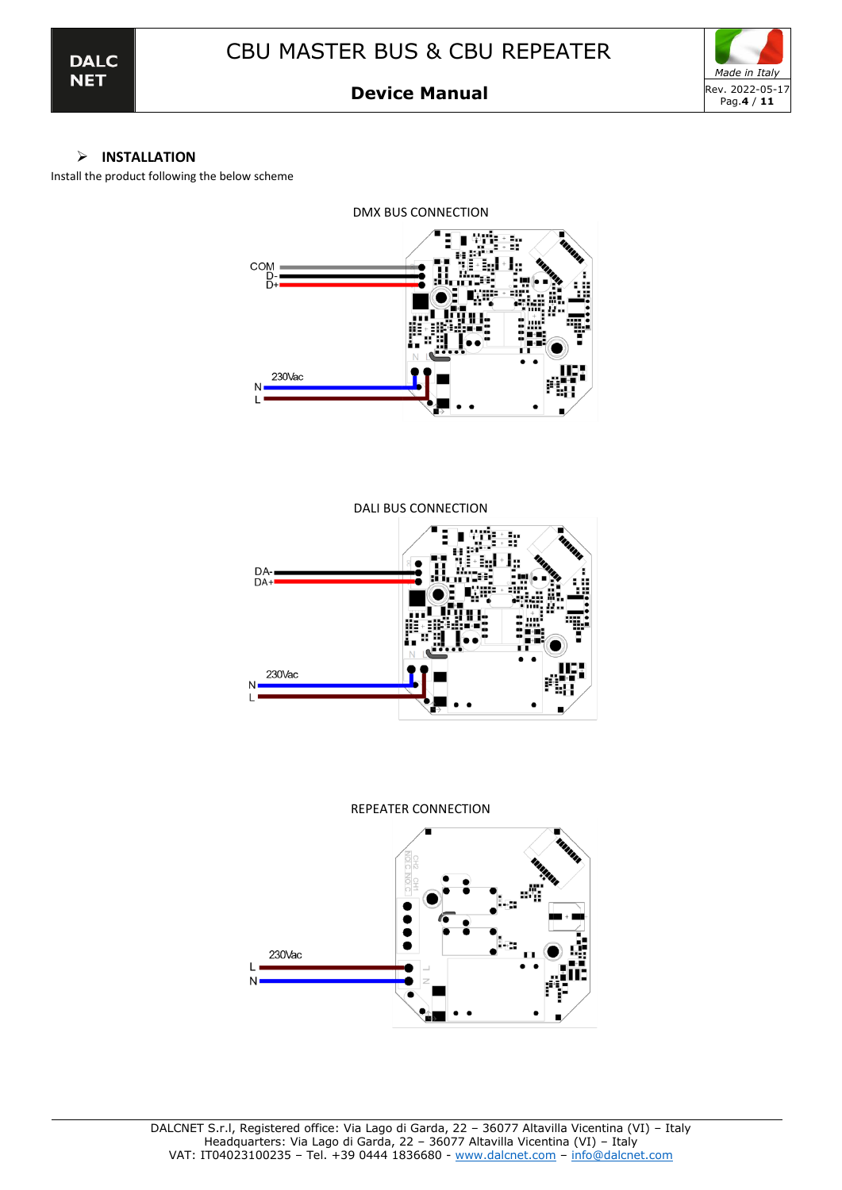## INSTALLATION

Install the product following the below scheme

DMX BUS CONNECTION

COM
D-
D+

230Vac
N
L

DALI BUS CONNECTION

DA-
DA+

230Vac
N
L

REPEATER CONNECTION

230Vac
L
N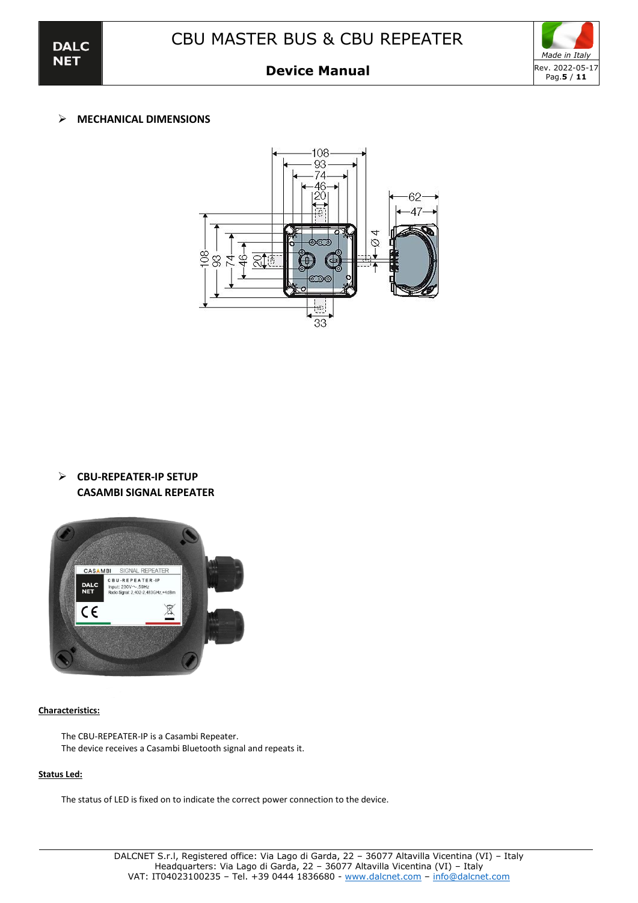- **MECHANICAL DIMENSIONS**

- **CBU-REPEATER-IP SETUP**
  **CASAMBI SIGNAL REPEATER**

**Characteristics:**

The CBU-REPEATER-IP is a Casambi Repeater.
The device receives a Casambi Bluetooth signal and repeats it.

**Status Led:**

The status of LED is fixed on to indicate the correct power connection to the device.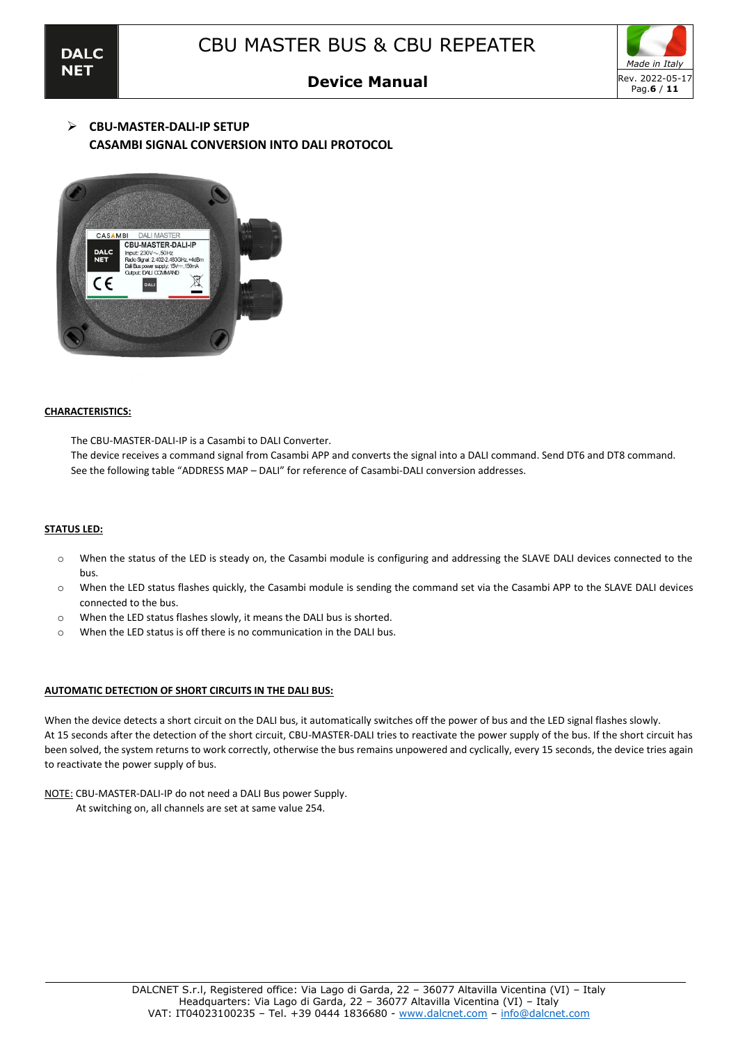## CBU-MASTER-DALI-IP SETUP
## CASAMBI SIGNAL CONVERSION INTO DALI PROTOCOL

**CHARACTERISTICS:**

The CBU-MASTER-DALI-IP is a Casambi to DALI Converter.
The device receives a command signal from Casambi APP and converts the signal into a DALI command. Send DT6 and DT8 command.
See the following table "ADDRESS MAP – DALI" for reference of Casambi-DALI conversion addresses.

**STATUS LED:**

- When the status of the LED is steady on, the Casambi module is configuring and addressing the SLAVE DALI devices connected to the bus.
- When the LED status flashes quickly, the Casambi module is sending the command set via the Casambi APP to the SLAVE DALI devices connected to the bus.
- When the LED status flashes slowly, it means the DALI bus is shorted.
- When the LED status is off there is no communication in the DALI bus.

**AUTOMATIC DETECTION OF SHORT CIRCUITS IN THE DALI BUS:**

When the device detects a short circuit on the DALI bus, it automatically switches off the power of bus and the LED signal flashes slowly.
At 15 seconds after the detection of the short circuit, CBU-MASTER-DALI tries to reactivate the power supply of the bus. If the short circuit has been solved, the system returns to work correctly, otherwise the bus remains unpowered and cyclically, every 15 seconds, the device tries again to reactivate the power supply of bus.

NOTE: CBU-MASTER-DALI-IP do not need a DALI Bus power Supply.
At switching on, all channels are set at same value 254.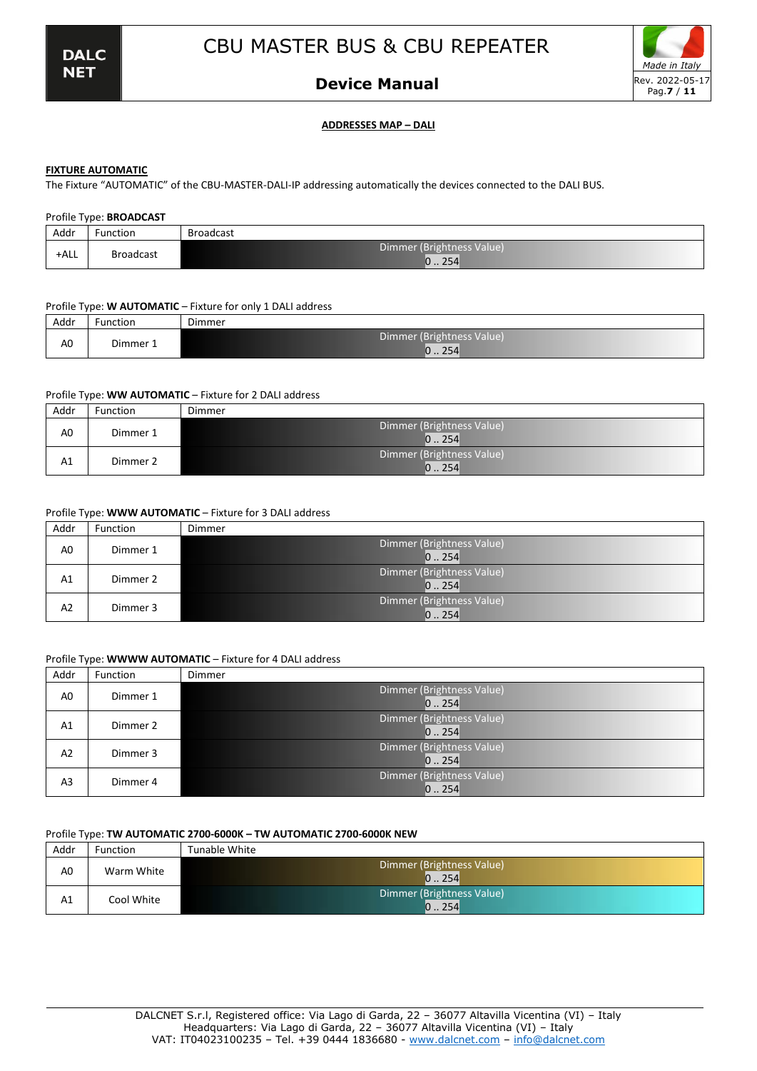## ADDRESSES MAP – DALI

### FIXTURE AUTOMATIC

The Fixture "AUTOMATIC" of the CBU-MASTER-DALI-IP addressing automatically the devices connected to the DALI BUS.

Profile Type: **BROADCAST**

| Addr | Function | Broadcast |
|---|---|---|
| +ALL | Broadcast | Dimmer (Brightness Value) 0 .. 254 |

Profile Type: **W AUTOMATIC** – Fixture for only 1 DALI address

| Addr | Function | Dimmer |
|---|---|---|
| A0 | Dimmer 1 | Dimmer (Brightness Value) 0 .. 254 |

Profile Type: **WW AUTOMATIC** – Fixture for 2 DALI address

| Addr | Function | Dimmer |
|---|---|---|
| A0 | Dimmer 1 | Dimmer (Brightness Value) 0 .. 254 |
| A1 | Dimmer 2 | Dimmer (Brightness Value) 0 .. 254 |

Profile Type: **WWW AUTOMATIC** – Fixture for 3 DALI address

| Addr | Function | Dimmer |
|---|---|---|
| A0 | Dimmer 1 | Dimmer (Brightness Value) 0 .. 254 |
| A1 | Dimmer 2 | Dimmer (Brightness Value) 0 .. 254 |
| A2 | Dimmer 3 | Dimmer (Brightness Value) 0 .. 254 |

Profile Type: **WWWW AUTOMATIC** – Fixture for 4 DALI address

| Addr | Function | Dimmer |
|---|---|---|
| A0 | Dimmer 1 | Dimmer (Brightness Value) 0 .. 254 |
| A1 | Dimmer 2 | Dimmer (Brightness Value) 0 .. 254 |
| A2 | Dimmer 3 | Dimmer (Brightness Value) 0 .. 254 |
| A3 | Dimmer 4 | Dimmer (Brightness Value) 0 .. 254 |

Profile Type: **TW AUTOMATIC 2700-6000K – TW AUTOMATIC 2700-6000K NEW**

| Addr | Function | Tunable White |
|---|---|---|
| A0 | Warm White | Dimmer (Brightness Value) 0 .. 254 |
| A1 | Cool White | Dimmer (Brightness Value) 0 .. 254 |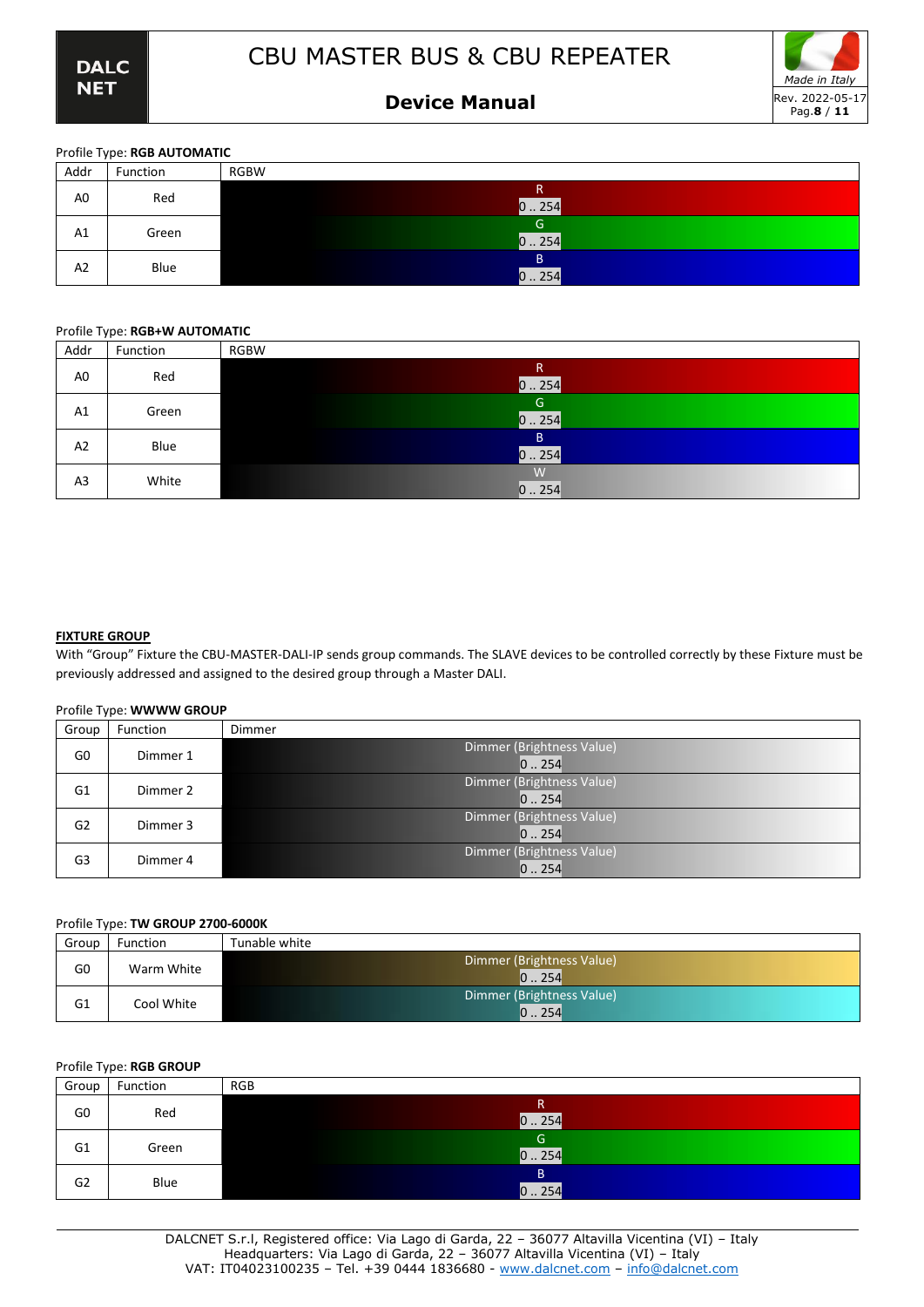Profile Type: **RGB AUTOMATIC**

| Addr | Function | RGBW |
|---|---|---|
| A0 | Red | R<br>0 .. 254 |
| A1 | Green | G<br>0 .. 254 |
| A2 | Blue | B<br>0 .. 254 |

Profile Type: **RGB+W AUTOMATIC**

| Addr | Function | RGBW |
|---|---|---|
| A0 | Red | R<br>0 .. 254 |
| A1 | Green | G<br>0 .. 254 |
| A2 | Blue | B<br>0 .. 254 |
| A3 | White | W<br>0 .. 254 |

**FIXTURE GROUP**

With "Group" Fixture the CBU-MASTER-DALI-IP sends group commands. The SLAVE devices to be controlled correctly by these Fixture must be previously addressed and assigned to the desired group through a Master DALI.

Profile Type: **WWWW GROUP**

| Group | Function | Dimmer |
|---|---|---|
| G0 | Dimmer 1 | Dimmer (Brightness Value)<br>0 .. 254 |
| G1 | Dimmer 2 | Dimmer (Brightness Value)<br>0 .. 254 |
| G2 | Dimmer 3 | Dimmer (Brightness Value)<br>0 .. 254 |
| G3 | Dimmer 4 | Dimmer (Brightness Value)<br>0 .. 254 |

Profile Type: **TW GROUP 2700-6000K**

| Group | Function | Tunable white |
|---|---|---|
| G0 | Warm White | Dimmer (Brightness Value)<br>0 .. 254 |
| G1 | Cool White | Dimmer (Brightness Value)<br>0 .. 254 |

Profile Type: **RGB GROUP**

| Group | Function | RGB |
|---|---|---|
| G0 | Red | R<br>0 .. 254 |
| G1 | Green | G<br>0 .. 254 |
| G2 | Blue | B<br>0 .. 254 |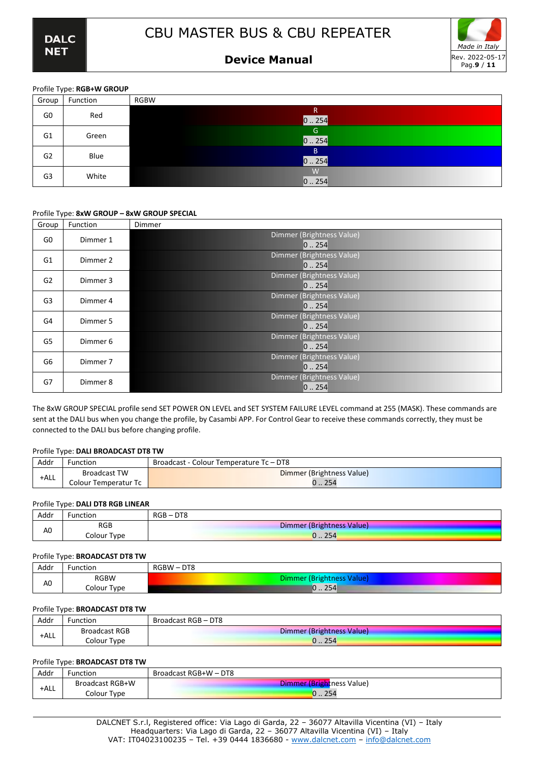Profile Type: **RGB+W GROUP**

| Group | Function | RGBW |
|---|---|---|
| G0 | Red | R<br>0 .. 254 |
| G1 | Green | G<br>0 .. 254 |
| G2 | Blue | B<br>0 .. 254 |
| G3 | White | W<br>0 .. 254 |

Profile Type: **8xW GROUP – 8xW GROUP SPECIAL**

| Group | Function | Dimmer |
|---|---|---|
| G0 | Dimmer 1 | Dimmer (Brightness Value)<br>0 .. 254 |
| G1 | Dimmer 2 | Dimmer (Brightness Value)<br>0 .. 254 |
| G2 | Dimmer 3 | Dimmer (Brightness Value)<br>0 .. 254 |
| G3 | Dimmer 4 | Dimmer (Brightness Value)<br>0 .. 254 |
| G4 | Dimmer 5 | Dimmer (Brightness Value)<br>0 .. 254 |
| G5 | Dimmer 6 | Dimmer (Brightness Value)<br>0 .. 254 |
| G6 | Dimmer 7 | Dimmer (Brightness Value)<br>0 .. 254 |
| G7 | Dimmer 8 | Dimmer (Brightness Value)<br>0 .. 254 |

The 8xW GROUP SPECIAL profile send SET POWER ON LEVEL and SET SYSTEM FAILURE LEVEL command at 255 (MASK). These commands are sent at the DALI bus when you change the profile, by Casambi APP. For Control Gear to receive these commands correctly, they must be connected to the DALI bus before changing profile.

Profile Type: **DALI BROADCAST DT8 TW**

| Addr | Function | Broadcast - Colour Temperature Tc – DT8 |
|---|---|---|
| +ALL | Broadcast TW<br>Colour Temperatur Tc | Dimmer (Brightness Value)<br>0 .. 254 |

Profile Type: **DALI DT8 RGB LINEAR**

| Addr | Function | RGB – DT8 |
|---|---|---|
| A0 | RGB<br>Colour Type | Dimmer (Brightness Value)<br>0 .. 254 |

Profile Type: **BROADCAST DT8 TW**

| Addr | Function | RGBW – DT8 |
|---|---|---|
| A0 | RGBW<br>Colour Type | Dimmer (Brightness Value)<br>0 .. 254 |

Profile Type: **BROADCAST DT8 TW**

| Addr | Function | Broadcast RGB – DT8 |
|---|---|---|
| +ALL | Broadcast RGB<br>Colour Type | Dimmer (Brightness Value)<br>0 .. 254 |

Profile Type: **BROADCAST DT8 TW**

| Addr | Function | Broadcast RGB+W – DT8 |
|---|---|---|
| +ALL | Broadcast RGB+W<br>Colour Type | Dimmer (Brightness Value)<br>0 .. 254 |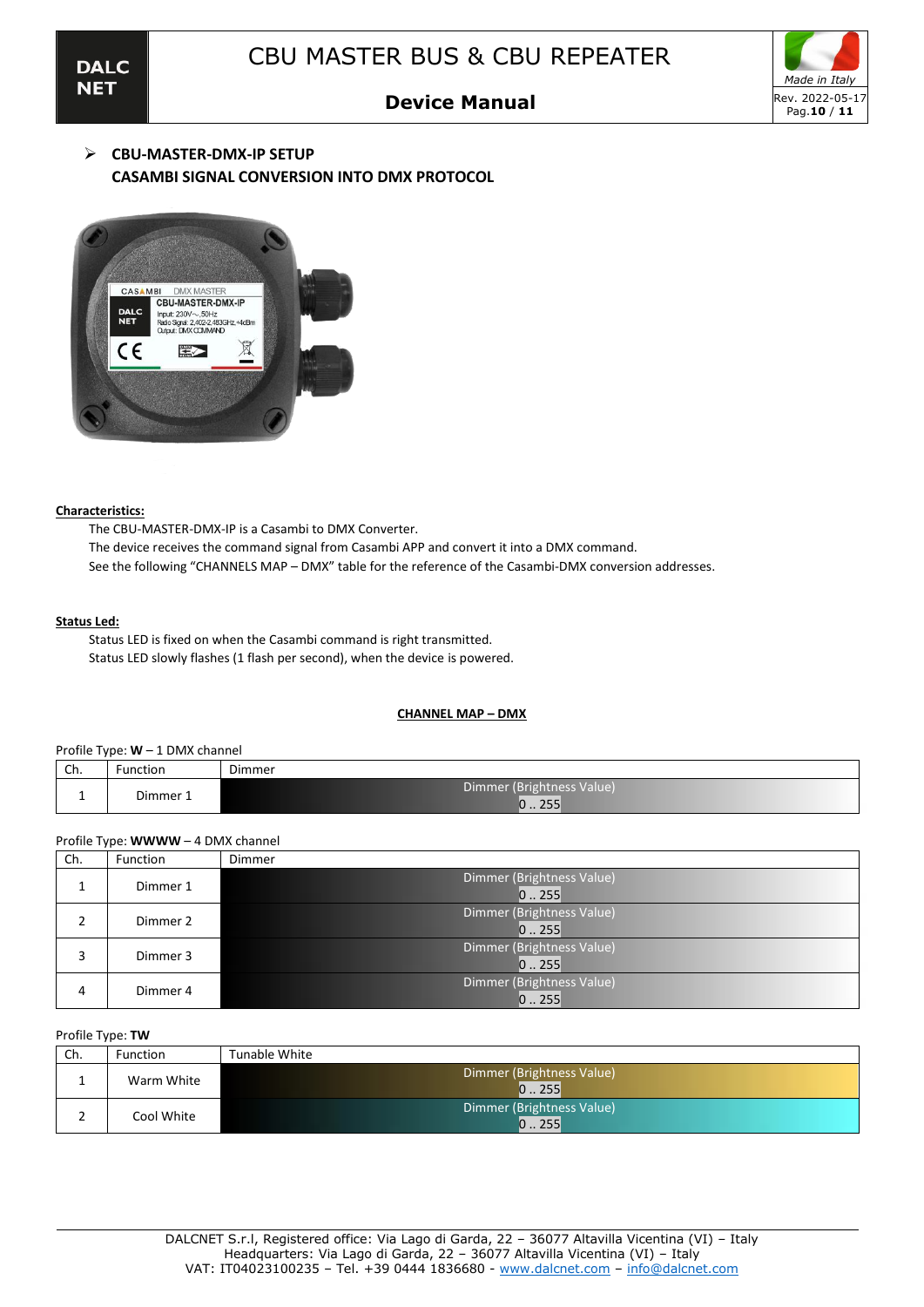## CBU-MASTER-DMX-IP SETUP
## CASAMBI SIGNAL CONVERSION INTO DMX PROTOCOL

**Characteristics:**

The CBU-MASTER-DMX-IP is a Casambi to DMX Converter.
The device receives the command signal from Casambi APP and convert it into a DMX command.
See the following "CHANNELS MAP – DMX" table for the reference of the Casambi-DMX conversion addresses.

**Status Led:**

Status LED is fixed on when the Casambi command is right transmitted.
Status LED slowly flashes (1 flash per second), when the device is powered.

**CHANNEL MAP – DMX**

Profile Type: **W** – 1 DMX channel

| Ch. | Function | Dimmer |
|---|---|---|
| 1 | Dimmer 1 | Dimmer (Brightness Value) 0 .. 255 |

Profile Type: **WWWW** – 4 DMX channel

| Ch. | Function | Dimmer |
|---|---|---|
| 1 | Dimmer 1 | Dimmer (Brightness Value) 0 .. 255 |
| 2 | Dimmer 2 | Dimmer (Brightness Value) 0 .. 255 |
| 3 | Dimmer 3 | Dimmer (Brightness Value) 0 .. 255 |
| 4 | Dimmer 4 | Dimmer (Brightness Value) 0 .. 255 |

Profile Type: **TW**

| Ch. | Function | Tunable White |
|---|---|---|
| 1 | Warm White | Dimmer (Brightness Value) 0 .. 255 |
| 2 | Cool White | Dimmer (Brightness Value) 0 .. 255 |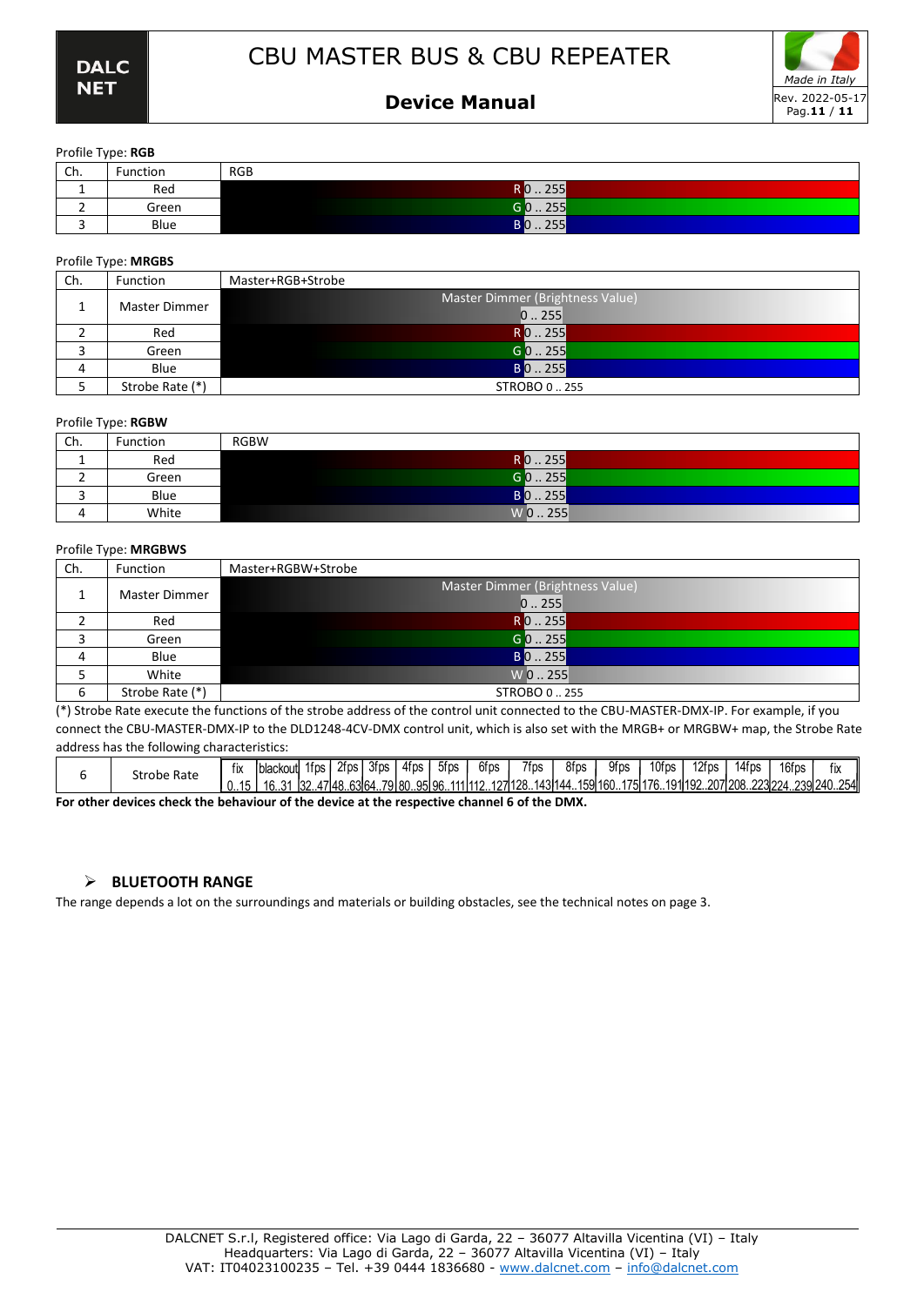Profile Type: **RGB**

| Ch. | Function | RGB |
|---|---|---|
| 1 | Red | R 0 .. 255 |
| 2 | Green | G 0 .. 255 |
| 3 | Blue | B 0 .. 255 |

Profile Type: **MRGBS**

| Ch. | Function | Master+RGB+Strobe |
|---|---|---|
| 1 | Master Dimmer | Master Dimmer (Brightness Value) 0 .. 255 |
| 2 | Red | R 0 .. 255 |
| 3 | Green | G 0 .. 255 |
| 4 | Blue | B 0 .. 255 |
| 5 | Strobe Rate (*) | STROBO 0 .. 255 |

Profile Type: **RGBW**

| Ch. | Function | RGBW |
|---|---|---|
| 1 | Red | R 0 .. 255 |
| 2 | Green | G 0 .. 255 |
| 3 | Blue | B 0 .. 255 |
| 4 | White | W 0 .. 255 |

Profile Type: **MRGBWS**

| Ch. | Function | Master+RGBW+Strobe |
|---|---|---|
| 1 | Master Dimmer | Master Dimmer (Brightness Value) 0 .. 255 |
| 2 | Red | R 0 .. 255 |
| 3 | Green | G 0 .. 255 |
| 4 | Blue | B 0 .. 255 |
| 5 | White | W 0 .. 255 |
| 6 | Strobe Rate (*) | STROBO 0 .. 255 |

(*) Strobe Rate execute the functions of the strobe address of the control unit connected to the CBU-MASTER-DMX-IP. For example, if you connect the CBU-MASTER-DMX-IP to the DLD1248-4CV-DMX control unit, which is also set with the MRGB+ or MRGBW+ map, the Strobe Rate address has the following characteristics:

| | | | | | | | | | | | | | | | | | |
|---|---|---|---|---|---|---|---|---|---|---|---|---|---|---|---|---|---|
| 6 | Strobe Rate | fix 0..15 | blackout 16..31 | 1fps 32..47 | 2fps 48..63 | 3fps 64..79 | 4fps 80..95 | 5fps 96..111 | 6fps 112..127 | 7fps 128..143 | 8fps 144..159 | 9fps 160..175 | 10fps 176..191 | 12fps 192..207 | 14fps 208..223 | 16fps 224..239 | fix 240..254 |

**For other devices check the behaviour of the device at the respective channel 6 of the DMX.**

## BLUETOOTH RANGE

The range depends a lot on the surroundings and materials or building obstacles, see the technical notes on page 3.

DALCNET S.r.l, Registered office: Via Lago di Garda, 22 – 36077 Altavilla Vicentina (VI) – Italy
Headquarters: Via Lago di Garda, 22 – 36077 Altavilla Vicentina (VI) – Italy
VAT: IT04023100235 – Tel. +39 0444 1836680 - www.dalcnet.com – info@dalcnet.com